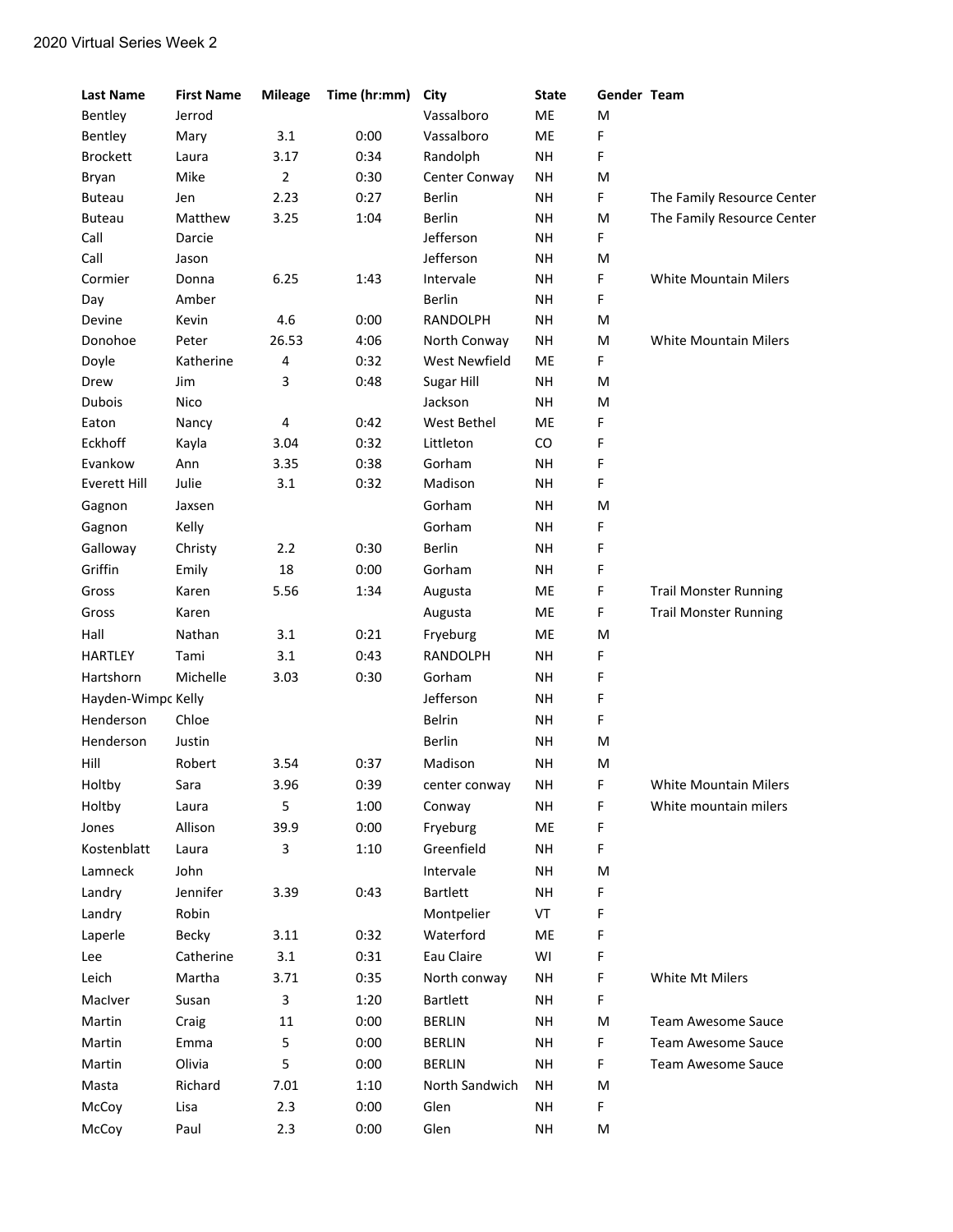2020 Virtual Series Week 2

| Last Name | First Name | Mileage | Time (hr:mm) | City | State | Gender | Team |
|---|---|---|---|---|---|---|---|
| Bentley | Jerrod | | | Vassalboro | ME | M | |
| Bentley | Mary | 3.1 | 0:00 | Vassalboro | ME | F | |
| Brockett | Laura | 3.17 | 0:34 | Randolph | NH | F | |
| Bryan | Mike | 2 | 0:30 | Center Conway | NH | M | |
| Buteau | Jen | 2.23 | 0:27 | Berlin | NH | F | The Family Resource Center |
| Buteau | Matthew | 3.25 | 1:04 | Berlin | NH | M | The Family Resource Center |
| Call | Darcie | | | Jefferson | NH | F | |
| Call | Jason | | | Jefferson | NH | M | |
| Cormier | Donna | 6.25 | 1:43 | Intervale | NH | F | White Mountain Milers |
| Day | Amber | | | Berlin | NH | F | |
| Devine | Kevin | 4.6 | 0:00 | RANDOLPH | NH | M | |
| Donohoe | Peter | 26.53 | 4:06 | North Conway | NH | M | White Mountain Milers |
| Doyle | Katherine | 4 | 0:32 | West Newfield | ME | F | |
| Drew | Jim | 3 | 0:48 | Sugar Hill | NH | M | |
| Dubois | Nico | | | Jackson | NH | M | |
| Eaton | Nancy | 4 | 0:42 | West Bethel | ME | F | |
| Eckhoff | Kayla | 3.04 | 0:32 | Littleton | CO | F | |
| Evankow | Ann | 3.35 | 0:38 | Gorham | NH | F | |
| Everett Hill | Julie | 3.1 | 0:32 | Madison | NH | F | |
| Gagnon | Jaxsen | | | Gorham | NH | M | |
| Gagnon | Kelly | | | Gorham | NH | F | |
| Galloway | Christy | 2.2 | 0:30 | Berlin | NH | F | |
| Griffin | Emily | 18 | 0:00 | Gorham | NH | F | |
| Gross | Karen | 5.56 | 1:34 | Augusta | ME | F | Trail Monster Running |
| Gross | Karen | | | Augusta | ME | F | Trail Monster Running |
| Hall | Nathan | 3.1 | 0:21 | Fryeburg | ME | M | |
| HARTLEY | Tami | 3.1 | 0:43 | RANDOLPH | NH | F | |
| Hartshorn | Michelle | 3.03 | 0:30 | Gorham | NH | F | |
| Hayden-Wimpc | Kelly | | | Jefferson | NH | F | |
| Henderson | Chloe | | | Belrin | NH | F | |
| Henderson | Justin | | | Berlin | NH | M | |
| Hill | Robert | 3.54 | 0:37 | Madison | NH | M | |
| Holtby | Sara | 3.96 | 0:39 | center conway | NH | F | White Mountain Milers |
| Holtby | Laura | 5 | 1:00 | Conway | NH | F | White mountain milers |
| Jones | Allison | 39.9 | 0:00 | Fryeburg | ME | F | |
| Kostenblatt | Laura | 3 | 1:10 | Greenfield | NH | F | |
| Lamneck | John | | | Intervale | NH | M | |
| Landry | Jennifer | 3.39 | 0:43 | Bartlett | NH | F | |
| Landry | Robin | | | Montpelier | VT | F | |
| Laperle | Becky | 3.11 | 0:32 | Waterford | ME | F | |
| Lee | Catherine | 3.1 | 0:31 | Eau Claire | WI | F | |
| Leich | Martha | 3.71 | 0:35 | North conway | NH | F | White Mt Milers |
| MacIver | Susan | 3 | 1:20 | Bartlett | NH | F | |
| Martin | Craig | 11 | 0:00 | BERLIN | NH | M | Team Awesome Sauce |
| Martin | Emma | 5 | 0:00 | BERLIN | NH | F | Team Awesome Sauce |
| Martin | Olivia | 5 | 0:00 | BERLIN | NH | F | Team Awesome Sauce |
| Masta | Richard | 7.01 | 1:10 | North Sandwich | NH | M | |
| McCoy | Lisa | 2.3 | 0:00 | Glen | NH | F | |
| McCoy | Paul | 2.3 | 0:00 | Glen | NH | M | |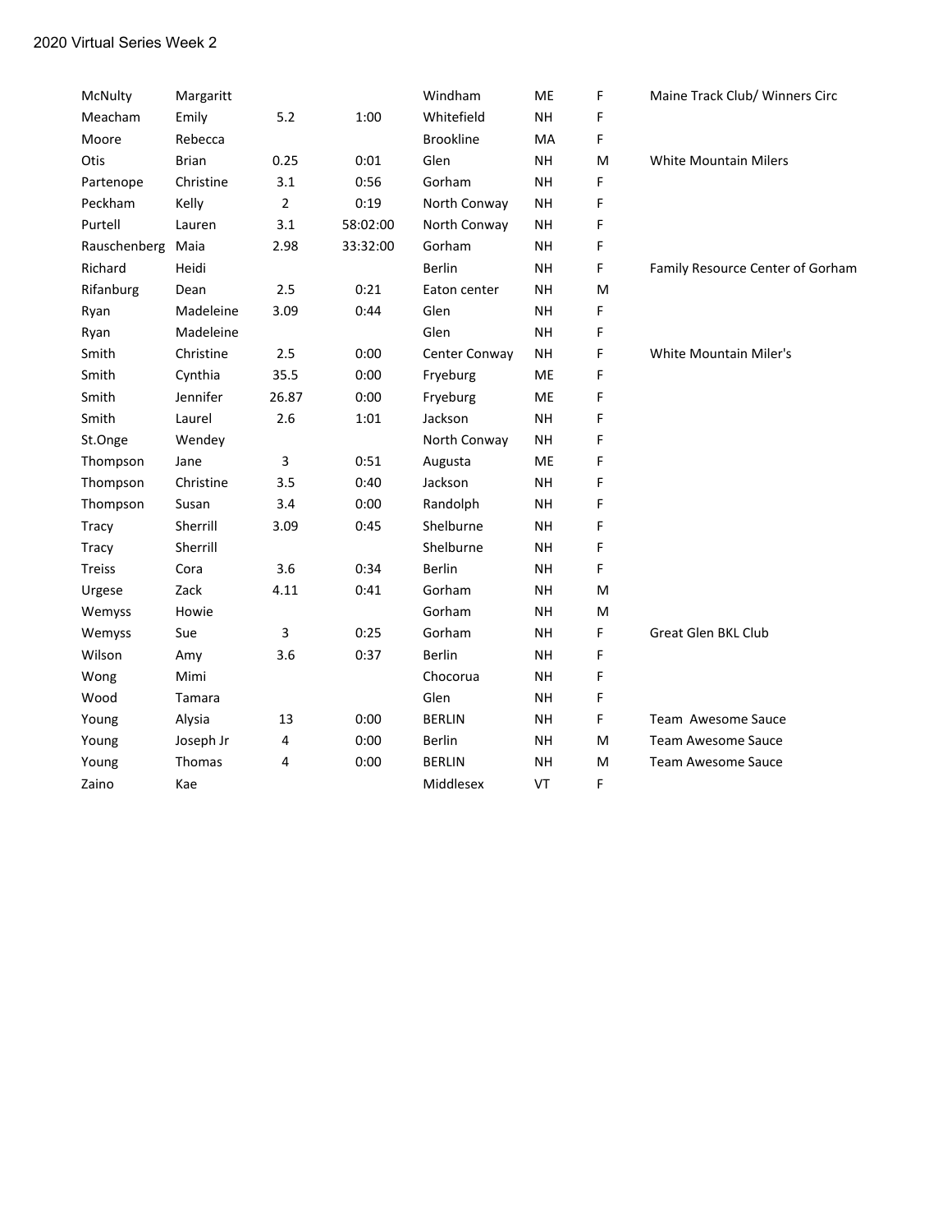| | | | | | | | |
|---|---|---|---|---|---|---|---|
| McNulty | Margaritt | | | Windham | ME | F | Maine Track Club/ Winners Circ |
| Meacham | Emily | 5.2 | 1:00 | Whitefield | NH | F | |
| Moore | Rebecca | | | Brookline | MA | F | |
| Otis | Brian | 0.25 | 0:01 | Glen | NH | M | White Mountain Milers |
| Partenope | Christine | 3.1 | 0:56 | Gorham | NH | F | |
| Peckham | Kelly | 2 | 0:19 | North Conway | NH | F | |
| Purtell | Lauren | 3.1 | 58:02:00 | North Conway | NH | F | |
| Rauschenberg | Maia | 2.98 | 33:32:00 | Gorham | NH | F | |
| Richard | Heidi | | | Berlin | NH | F | Family Resource Center of Gorham |
| Rifanburg | Dean | 2.5 | 0:21 | Eaton center | NH | M | |
| Ryan | Madeleine | 3.09 | 0:44 | Glen | NH | F | |
| Ryan | Madeleine | | | Glen | NH | F | |
| Smith | Christine | 2.5 | 0:00 | Center Conway | NH | F | White Mountain Miler's |
| Smith | Cynthia | 35.5 | 0:00 | Fryeburg | ME | F | |
| Smith | Jennifer | 26.87 | 0:00 | Fryeburg | ME | F | |
| Smith | Laurel | 2.6 | 1:01 | Jackson | NH | F | |
| St.Onge | Wendey | | | North Conway | NH | F | |
| Thompson | Jane | 3 | 0:51 | Augusta | ME | F | |
| Thompson | Christine | 3.5 | 0:40 | Jackson | NH | F | |
| Thompson | Susan | 3.4 | 0:00 | Randolph | NH | F | |
| Tracy | Sherrill | 3.09 | 0:45 | Shelburne | NH | F | |
| Tracy | Sherrill | | | Shelburne | NH | F | |
| Treiss | Cora | 3.6 | 0:34 | Berlin | NH | F | |
| Urgese | Zack | 4.11 | 0:41 | Gorham | NH | M | |
| Wemyss | Howie | | | Gorham | NH | M | |
| Wemyss | Sue | 3 | 0:25 | Gorham | NH | F | Great Glen BKL Club |
| Wilson | Amy | 3.6 | 0:37 | Berlin | NH | F | |
| Wong | Mimi | | | Chocorua | NH | F | |
| Wood | Tamara | | | Glen | NH | F | |
| Young | Alysia | 13 | 0:00 | BERLIN | NH | F | Team Awesome Sauce |
| Young | Joseph Jr | 4 | 0:00 | Berlin | NH | M | Team Awesome Sauce |
| Young | Thomas | 4 | 0:00 | BERLIN | NH | M | Team Awesome Sauce |
| Zaino | Kae | | | Middlesex | VT | F | |